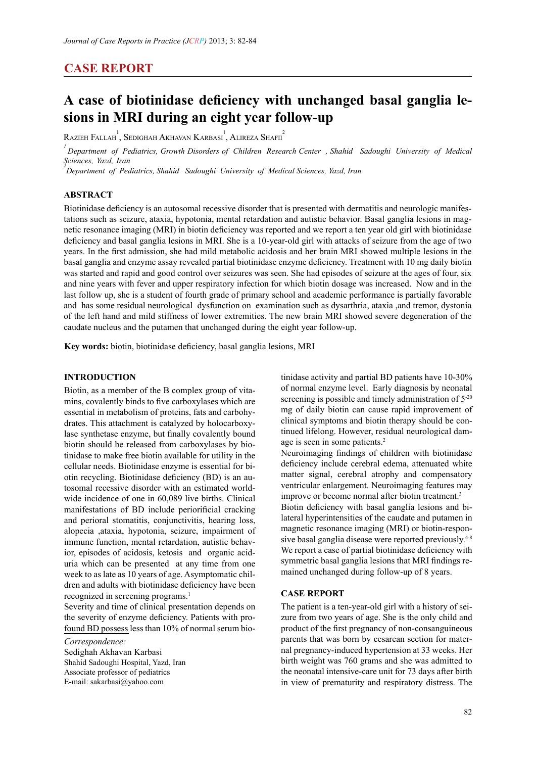## CASE REPORT

# A case of biotinidase deficiency with unchanged basal ganglia lesions in MRI during an eight year follow-up

Razieh Fallah[1], Sedighah Akhavan Karbasi[1], Alireza Shafii[2]

[1] Department of Pediatrics, Growth Disorders of Children Research Center , Shahid Sadoughi University of Medical Sciences, Yazd, Iran

[2] Department of Pediatrics, Shahid Sadoughi University of Medical Sciences, Yazd, Iran

### ABSTRACT

Biotinidase deficiency is an autosomal recessive disorder that is presented with dermatitis and neurologic manifestations such as seizure, ataxia, hypotonia, mental retardation and autistic behavior. Basal ganglia lesions in magnetic resonance imaging (MRI) in biotin deficiency was reported and we report a ten year old girl with biotinidase deficiency and basal ganglia lesions in MRI. She is a 10-year-old girl with attacks of seizure from the age of two years. In the first admission, she had mild metabolic acidosis and her brain MRI showed multiple lesions in the basal ganglia and enzyme assay revealed partial biotinidase enzyme deficiency. Treatment with 10 mg daily biotin was started and rapid and good control over seizures was seen. She had episodes of seizure at the ages of four, six and nine years with fever and upper respiratory infection for which biotin dosage was increased. Now and in the last follow up, she is a student of fourth grade of primary school and academic performance is partially favorable and has some residual neurological dysfunction on examination such as dysarthria, ataxia ,and tremor, dystonia of the left hand and mild stiffness of lower extremities. The new brain MRI showed severe degeneration of the caudate nucleus and the putamen that unchanged during the eight year follow-up.

**Key words:** biotin, biotinidase deficiency, basal ganglia lesions, MRI

### INTRODUCTION

Biotin, as a member of the B complex group of vitamins, covalently binds to five carboxylases which are essential in metabolism of proteins, fats and carbohydrates. This attachment is catalyzed by holocarboxylase synthetase enzyme, but finally covalently bound biotin should be released from carboxylases by biotinidase to make free biotin available for utility in the cellular needs. Biotinidase enzyme is essential for biotin recycling. Biotinidase deficiency (BD) is an autosomal recessive disorder with an estimated worldwide incidence of one in 60,089 live births. Clinical manifestations of BD include periorificial cracking and perioral stomatitis, conjunctivitis, hearing loss, alopecia ,ataxia, hypotonia, seizure, impairment of immune function, mental retardation, autistic behavior, episodes of acidosis, ketosis and organic aciduria which can be presented at any time from one week to as late as 10 years of age. Asymptomatic children and adults with biotinidase deficiency have been recognized in screening programs.[1]

Severity and time of clinical presentation depends on the severity of enzyme deficiency. Patients with profound BD possess less than 10% of normal serum biotinidase activity and partial BD patients have 10-30% of normal enzyme level. Early diagnosis by neonatal screening is possible and timely administration of 5-20 mg of daily biotin can cause rapid improvement of clinical symptoms and biotin therapy should be continued lifelong. However, residual neurological damage is seen in some patients.[2]

Neuroimaging findings of children with biotinidase deficiency include cerebral edema, attenuated white matter signal, cerebral atrophy and compensatory ventricular enlargement. Neuroimaging features may improve or become normal after biotin treatment.[3]

Biotin deficiency with basal ganglia lesions and bilateral hyperintensities of the caudate and putamen in magnetic resonance imaging (MRI) or biotin-responsive basal ganglia disease were reported previously.[4-8]

We report a case of partial biotinidase deficiency with symmetric basal ganglia lesions that MRI findings remained unchanged during follow-up of 8 years.

### CASE REPORT

The patient is a ten-year-old girl with a history of seizure from two years of age. She is the only child and product of the first pregnancy of non-consanguineous parents that was born by cesarean section for maternal pregnancy-induced hypertension at 33 weeks. Her birth weight was 760 grams and she was admitted to the neonatal intensive-care unit for 73 days after birth in view of prematurity and respiratory distress. The

*Correspondence:*
Sedighah Akhavan Karbasi
Shahid Sadoughi Hospital, Yazd, Iran
Associate professor of pediatrics
E-mail: sakarbasi@yahoo.com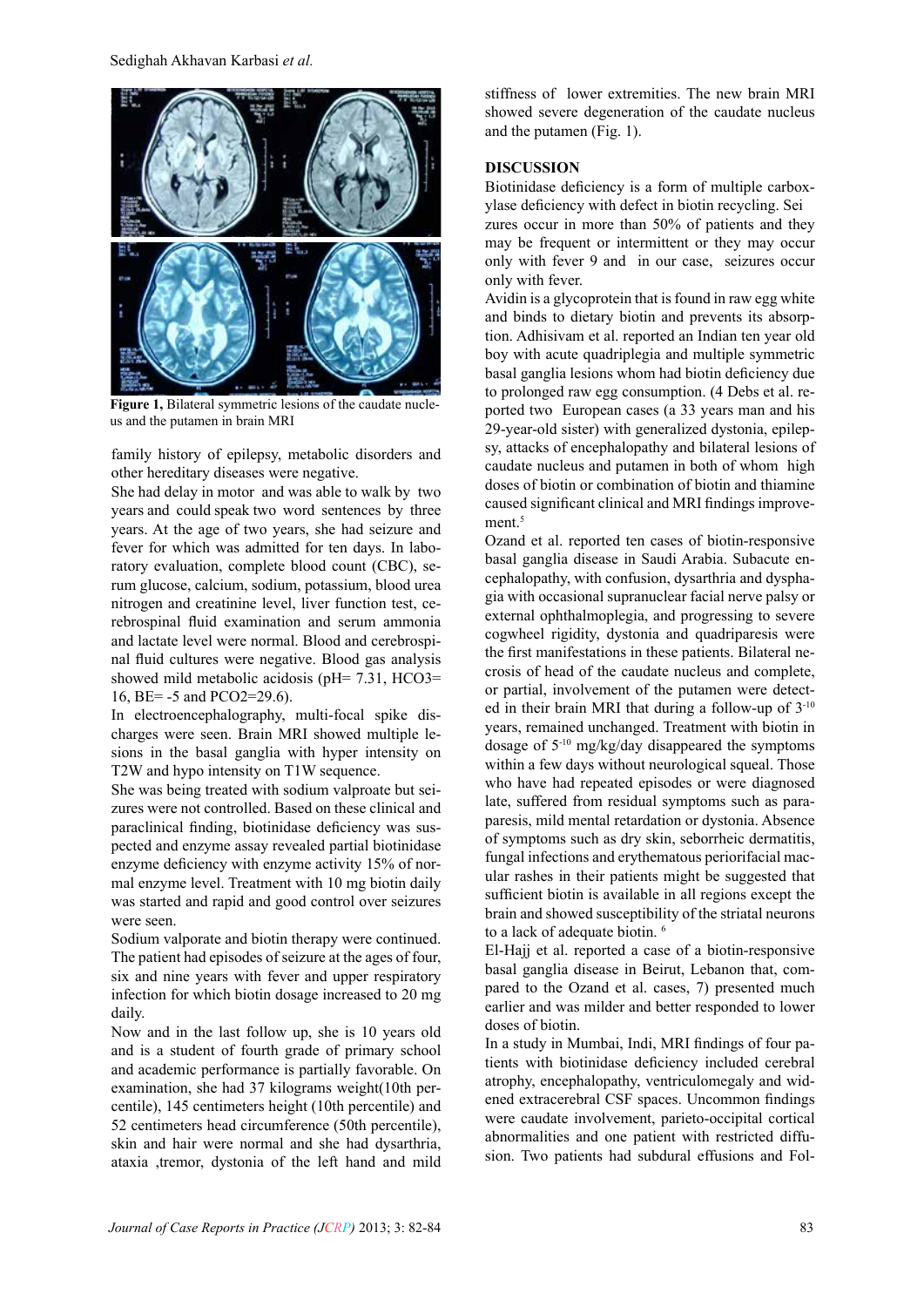**Figure 1,** Bilateral symmetric lesions of the caudate nucleus and the putamen in brain MRI

family history of epilepsy, metabolic disorders and other hereditary diseases were negative.

She had delay in motor and was able to walk by two years and could speak two word sentences by three years. At the age of two years, she had seizure and fever for which was admitted for ten days. In laboratory evaluation, complete blood count (CBC), serum glucose, calcium, sodium, potassium, blood urea nitrogen and creatinine level, liver function test, cerebrospinal fluid examination and serum ammonia and lactate level were normal. Blood and cerebrospinal fluid cultures were negative. Blood gas analysis showed mild metabolic acidosis (pH= 7.31, HCO3= 16, BE= -5 and PCO2=29.6).

In electroencephalography, multi-focal spike discharges were seen. Brain MRI showed multiple lesions in the basal ganglia with hyper intensity on T2W and hypo intensity on T1W sequence.

She was being treated with sodium valproate but seizures were not controlled. Based on these clinical and paraclinical finding, biotinidase deficiency was suspected and enzyme assay revealed partial biotinidase enzyme deficiency with enzyme activity 15% of normal enzyme level. Treatment with 10 mg biotin daily was started and rapid and good control over seizures were seen.

Sodium valporate and biotin therapy were continued. The patient had episodes of seizure at the ages of four, six and nine years with fever and upper respiratory infection for which biotin dosage increased to 20 mg daily.

Now and in the last follow up, she is 10 years old and is a student of fourth grade of primary school and academic performance is partially favorable. On examination, she had 37 kilograms weight(10th percentile), 145 centimeters height (10th percentile) and 52 centimeters head circumference (50th percentile), skin and hair were normal and she had dysarthria, ataxia ,tremor, dystonia of the left hand and mild stiffness of lower extremities. The new brain MRI showed severe degeneration of the caudate nucleus and the putamen (Fig. 1).

## DISCUSSION

Biotinidase deficiency is a form of multiple carboxylase deficiency with defect in biotin recycling. Sei zures occur in more than 50% of patients and they may be frequent or intermittent or they may occur only with fever 9 and in our case, seizures occur only with fever.

Avidin is a glycoprotein that is found in raw egg white and binds to dietary biotin and prevents its absorption. Adhisivam et al. reported an Indian ten year old boy with acute quadriplegia and multiple symmetric basal ganglia lesions whom had biotin deficiency due to prolonged raw egg consumption. (4 Debs et al. reported two European cases (a 33 years man and his 29-year-old sister) with generalized dystonia, epilepsy, attacks of encephalopathy and bilateral lesions of caudate nucleus and putamen in both of whom high doses of biotin or combination of biotin and thiamine caused significant clinical and MRI findings improvement.[5]

Ozand et al. reported ten cases of biotin-responsive basal ganglia disease in Saudi Arabia. Subacute encephalopathy, with confusion, dysarthria and dysphagia with occasional supranuclear facial nerve palsy or external ophthalmoplegia, and progressing to severe cogwheel rigidity, dystonia and quadriparesis were the first manifestations in these patients. Bilateral necrosis of head of the caudate nucleus and complete, or partial, involvement of the putamen were detected in their brain MRI that during a follow-up of 3-10 years, remained unchanged. Treatment with biotin in dosage of 5-10 mg/kg/day disappeared the symptoms within a few days without neurological squeal. Those who have had repeated episodes or were diagnosed late, suffered from residual symptoms such as paraparesis, mild mental retardation or dystonia. Absence of symptoms such as dry skin, seborrheic dermatitis, fungal infections and erythematous periorifacial macular rashes in their patients might be suggested that sufficient biotin is available in all regions except the brain and showed susceptibility of the striatal neurons to a lack of adequate biotin. [6]

El-Hajj et al. reported a case of a biotin-responsive basal ganglia disease in Beirut, Lebanon that, compared to the Ozand et al. cases, 7) presented much earlier and was milder and better responded to lower doses of biotin.

In a study in Mumbai, Indi, MRI findings of four patients with biotinidase deficiency included cerebral atrophy, encephalopathy, ventriculomegaly and widened extracerebral CSF spaces. Uncommon findings were caudate involvement, parieto-occipital cortical abnormalities and one patient with restricted diffusion. Two patients had subdural effusions and Fol-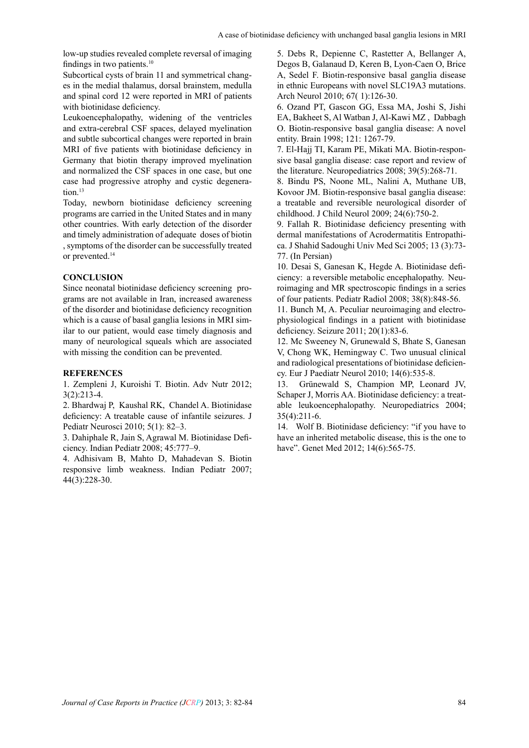low-up studies revealed complete reversal of imaging findings in two patients.[10]

Subcortical cysts of brain 11 and symmetrical changes in the medial thalamus, dorsal brainstem, medulla and spinal cord 12 were reported in MRI of patients with biotinidase deficiency.

Leukoencephalopathy, widening of the ventricles and extra-cerebral CSF spaces, delayed myelination and subtle subcortical changes were reported in brain MRI of five patients with biotinidase deficiency in Germany that biotin therapy improved myelination and normalized the CSF spaces in one case, but one case had progressive atrophy and cystic degeneration.[13]

Today, newborn biotinidase deficiency screening programs are carried in the United States and in many other countries. With early detection of the disorder and timely administration of adequate doses of biotin , symptoms of the disorder can be successfully treated or prevented.[14]

## CONCLUSION

Since neonatal biotinidase deficiency screening programs are not available in Iran, increased awareness of the disorder and biotinidase deficiency recognition which is a cause of basal ganglia lesions in MRI similar to our patient, would ease timely diagnosis and many of neurological squeals which are associated with missing the condition can be prevented.

## REFERENCES

1. Zempleni J, Kuroishi T. Biotin. Adv Nutr 2012; 3(2):213-4.
2. Bhardwaj P, Kaushal RK, Chandel A. Biotinidase deficiency: A treatable cause of infantile seizures. J Pediatr Neurosci 2010; 5(1): 82–3.
3. Dahiphale R, Jain S, Agrawal M. Biotinidase Deficiency. Indian Pediatr 2008; 45:777–9.
4. Adhisivam B, Mahto D, Mahadevan S. Biotin responsive limb weakness. Indian Pediatr 2007; 44(3):228-30.
5. Debs R, Depienne C, Rastetter A, Bellanger A, Degos B, Galanaud D, Keren B, Lyon-Caen O, Brice A, Sedel F. Biotin-responsive basal ganglia disease in ethnic Europeans with novel SLC19A3 mutations. Arch Neurol 2010; 67( 1):126-30.
6. Ozand PT, Gascon GG, Essa MA, Joshi S, Jishi EA, Bakheet S, Al Watban J, Al-Kawi MZ , Dabbagh O. Biotin-responsive basal ganglia disease: A novel entity. Brain 1998; 121: 1267-79.
7. El-Hajj TI, Karam PE, Mikati MA. Biotin-responsive basal ganglia disease: case report and review of the literature. Neuropediatrics 2008; 39(5):268-71.
8. Bindu PS, Noone ML, Nalini A, Muthane UB, Kovoor JM. Biotin-responsive basal ganglia disease: a treatable and reversible neurological disorder of childhood. J Child Neurol 2009; 24(6):750-2.
9. Fallah R. Biotinidase deficiency presenting with dermal manifestations of Acrodermatitis Entropathica. J Shahid Sadoughi Univ Med Sci 2005; 13 (3):73-77. (In Persian)
10. Desai S, Ganesan K, Hegde A. Biotinidase deficiency: a reversible metabolic encephalopathy. Neuroimaging and MR spectroscopic findings in a series of four patients. Pediatr Radiol 2008; 38(8):848-56.
11. Bunch M, A. Peculiar neuroimaging and electrophysiological findings in a patient with biotinidase deficiency. Seizure 2011; 20(1):83-6.
12. Mc Sweeney N, Grunewald S, Bhate S, Ganesan V, Chong WK, Hemingway C. Two unusual clinical and radiological presentations of biotinidase deficiency. Eur J Paediatr Neurol 2010; 14(6):535-8.
13. Grünewald S, Champion MP, Leonard JV, Schaper J, Morris AA. Biotinidase deficiency: a treatable leukoencephalopathy. Neuropediatrics 2004; 35(4):211-6.
14. Wolf B. Biotinidase deficiency: "if you have to have an inherited metabolic disease, this is the one to have". Genet Med 2012; 14(6):565-75.